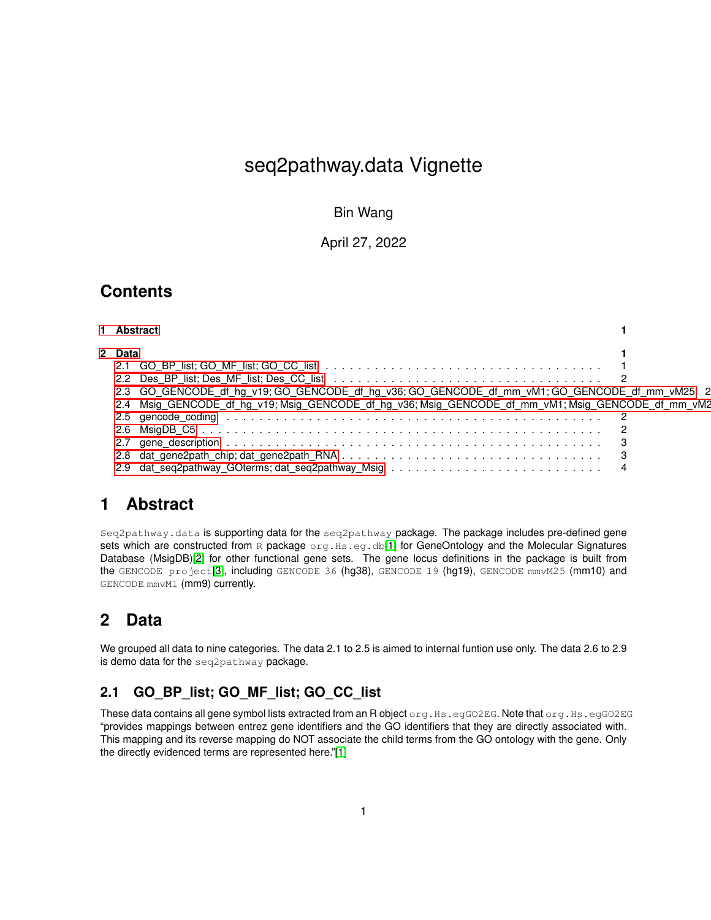# seq2pathway.data Vignette

Bin Wang

April 27, 2022

## Contents

1 Abstract ..... 1

2 Data ..... 1
- 2.1 GO_BP_list; GO_MF_list; GO_CC_list ..... 1
- 2.2 Des_BP_list; Des_MF_list; Des_CC_list ..... 2
- 2.3 GO_GENCODE_df_hg_v19; GO_GENCODE_df_hg_v36; GO_GENCODE_df_mm_vM1; GO_GENCODE_df_mm_vM25 ..... 2
- 2.4 Msig_GENCODE_df_hg_v19; Msig_GENCODE_df_hg_v36; Msig_GENCODE_df_mm_vM1; Msig_GENCODE_df_mm_vM2
- 2.5 gencode_coding ..... 2
- 2.6 MsigDB_C5 ..... 2
- 2.7 gene_description ..... 3
- 2.8 dat_gene2path_chip; dat_gene2path_RNA ..... 3
- 2.9 dat_seq2pathway_GOterms; dat_seq2pathway_Msig ..... 4

## 1 Abstract

`Seq2pathway.data` is supporting data for the `seq2pathway` package. The package includes pre-defined gene sets which are constructed from `R` package `org.Hs.eg.db`[1] for GeneOntology and the Molecular Signatures Database (MsigDB)[2] for other functional gene sets. The gene locus definitions in the package is built from the `GENCODE project`[3], including `GENCODE 36` (hg38), `GENCODE 19` (hg19), `GENCODE mmvM25` (mm10) and `GENCODE mmvM1` (mm9) currently.

## 2 Data

We grouped all data to nine categories. The data 2.1 to 2.5 is aimed to internal funtion use only. The data 2.6 to 2.9 is demo data for the `seq2pathway` package.

### 2.1 GO_BP_list; GO_MF_list; GO_CC_list

These data contains all gene symbol lists extracted from an R object `org.Hs.egGO2EG`. Note that `org.Hs.egGO2EG` "provides mappings between entrez gene identifiers and the GO identifiers that they are directly associated with. This mapping and its reverse mapping do NOT associate the child terms from the GO ontology with the gene. Only the directly evidenced terms are represented here."[1]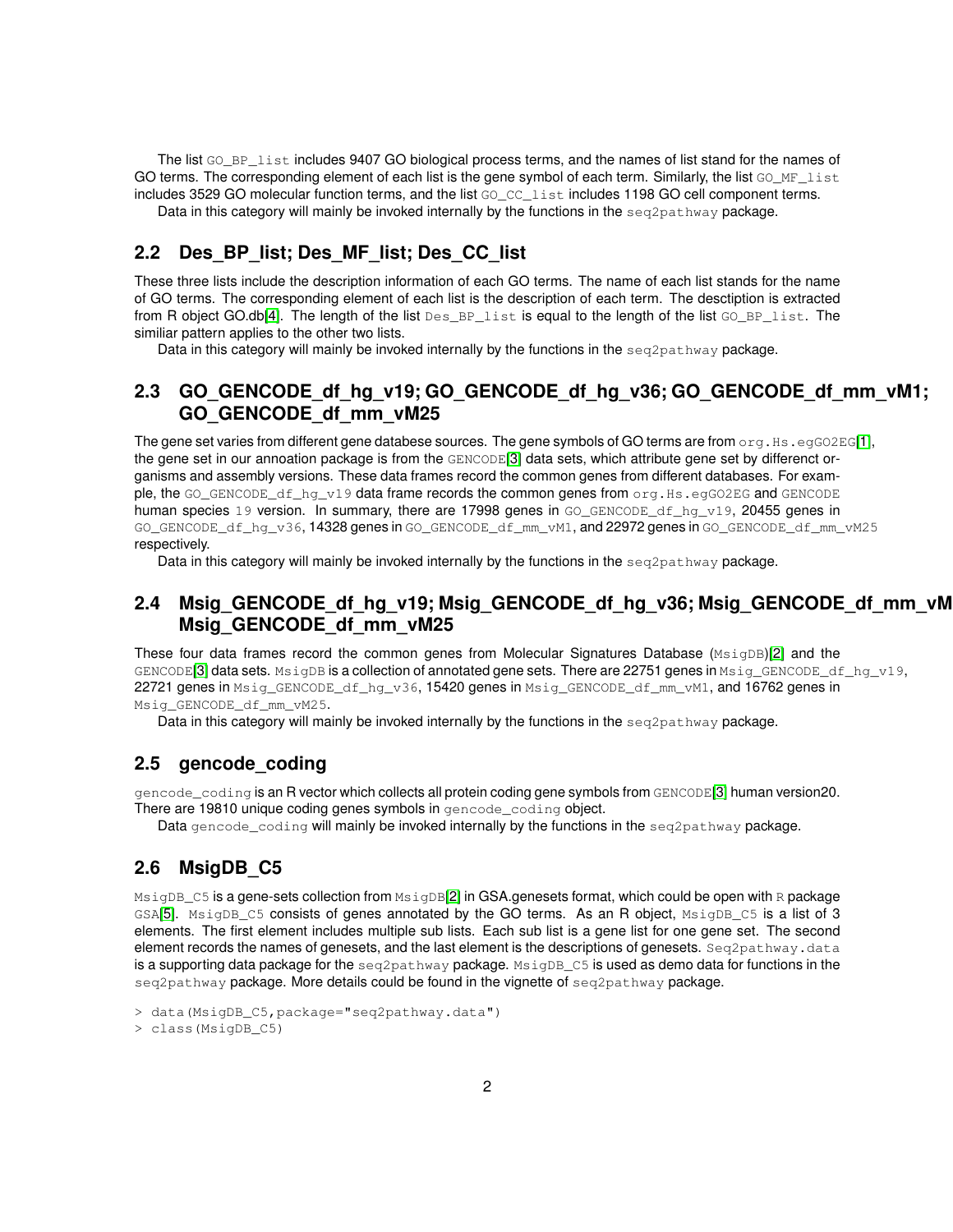The list GO_BP_list includes 9407 GO biological process terms, and the names of list stand for the names of GO terms. The corresponding element of each list is the gene symbol of each term. Similarly, the list GO_MF_list includes 3529 GO molecular function terms, and the list GO_CC_list includes 1198 GO cell component terms.

Data in this category will mainly be invoked internally by the functions in the seq2pathway package.

## 2.2 Des_BP_list; Des_MF_list; Des_CC_list

These three lists include the description information of each GO terms. The name of each list stands for the name of GO terms. The corresponding element of each list is the description of each term. The desctiption is extracted from R object GO.db[4]. The length of the list Des_BP_list is equal to the length of the list GO_BP_list. The similiar pattern applies to the other two lists.

Data in this category will mainly be invoked internally by the functions in the seq2pathway package.

## 2.3 GO_GENCODE_df_hg_v19; GO_GENCODE_df_hg_v36; GO_GENCODE_df_mm_vM1; GO_GENCODE_df_mm_vM25

The gene set varies from different gene databese sources. The gene symbols of GO terms are from org.Hs.egGO2EG[1], the gene set in our annoation package is from the GENCODE[3] data sets, which attribute gene set by differenct organisms and assembly versions. These data frames record the common genes from different databases. For example, the GO_GENCODE_df_hg_v19 data frame records the common genes from org.Hs.egGO2EG and GENCODE human species 19 version. In summary, there are 17998 genes in GO_GENCODE_df_hg_v19, 20455 genes in GO_GENCODE_df_hg_v36, 14328 genes in GO_GENCODE_df_mm_vM1, and 22972 genes in GO_GENCODE_df_mm_vM25 respectively.

Data in this category will mainly be invoked internally by the functions in the seq2pathway package.

## 2.4 Msig_GENCODE_df_hg_v19; Msig_GENCODE_df_hg_v36; Msig_GENCODE_df_mm_vM1; Msig_GENCODE_df_mm_vM25

These four data frames record the common genes from Molecular Signatures Database (MsigDB)[2] and the GENCODE[3] data sets. MsigDB is a collection of annotated gene sets. There are 22751 genes in Msig_GENCODE_df_hg_v19, 22721 genes in Msig_GENCODE_df_hg_v36, 15420 genes in Msig_GENCODE_df_mm_vM1, and 16762 genes in Msig_GENCODE_df_mm_vM25.

Data in this category will mainly be invoked internally by the functions in the seq2pathway package.

## 2.5 gencode_coding

gencode_coding is an R vector which collects all protein coding gene symbols from GENCODE[3] human version20. There are 19810 unique coding genes symbols in gencode_coding object.

Data gencode_coding will mainly be invoked internally by the functions in the seq2pathway package.

## 2.6 MsigDB_C5

MsigDB_C5 is a gene-sets collection from MsigDB[2] in GSA.genesets format, which could be open with R package GSA[5]. MsigDB_C5 consists of genes annotated by the GO terms. As an R object, MsigDB_C5 is a list of 3 elements. The first element includes multiple sub lists. Each sub list is a gene list for one gene set. The second element records the names of genesets, and the last element is the descriptions of genesets. Seq2pathway.data is a supporting data package for the seq2pathway package. MsigDB_C5 is used as demo data for functions in the seq2pathway package. More details could be found in the vignette of seq2pathway package.

```
> data(MsigDB_C5,package="seq2pathway.data")
> class(MsigDB_C5)
```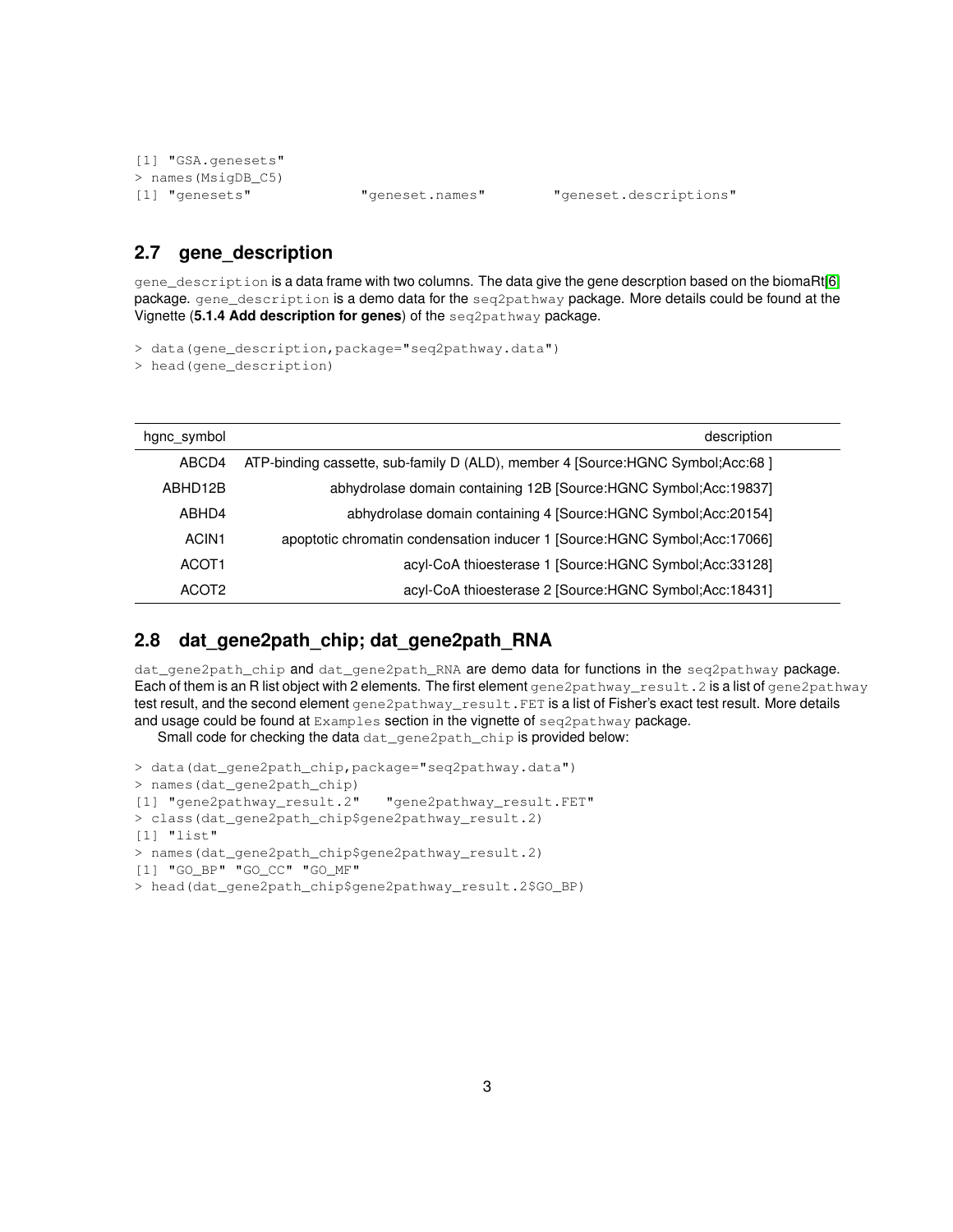```
[1] "GSA.genesets"
> names(MsigDB_C5)
[1] "genesets"             "geneset.names"        "geneset.descriptions"
```

## 2.7 gene_description

gene_description is a data frame with two columns. The data give the gene descrption based on the biomaRt[6] package. gene_description is a demo data for the seq2pathway package. More details could be found at the Vignette (**5.1.4 Add description for genes**) of the seq2pathway package.

```
> data(gene_description,package="seq2pathway.data")
> head(gene_description)
```

| hgnc_symbol | description |
|---:|---:|
| ABCD4 | ATP-binding cassette, sub-family D (ALD), member 4 [Source:HGNC Symbol;Acc:68 ] |
| ABHD12B | abhydrolase domain containing 12B [Source:HGNC Symbol;Acc:19837] |
| ABHD4 | abhydrolase domain containing 4 [Source:HGNC Symbol;Acc:20154] |
| ACIN1 | apoptotic chromatin condensation inducer 1 [Source:HGNC Symbol;Acc:17066] |
| ACOT1 | acyl-CoA thioesterase 1 [Source:HGNC Symbol;Acc:33128] |
| ACOT2 | acyl-CoA thioesterase 2 [Source:HGNC Symbol;Acc:18431] |

## 2.8 dat_gene2path_chip; dat_gene2path_RNA

dat_gene2path_chip and dat_gene2path_RNA are demo data for functions in the seq2pathway package. Each of them is an R list object with 2 elements. The first element gene2pathway_result.2 is a list of gene2pathway test result, and the second element gene2pathway_result.FET is a list of Fisher's exact test result. More details and usage could be found at Examples section in the vignette of seq2pathway package.

Small code for checking the data dat_gene2path_chip is provided below:

```
> data(dat_gene2path_chip,package="seq2pathway.data")
> names(dat_gene2path_chip)
[1] "gene2pathway_result.2"   "gene2pathway_result.FET"
> class(dat_gene2path_chip$gene2pathway_result.2)
[1] "list"
> names(dat_gene2path_chip$gene2pathway_result.2)
[1] "GO_BP" "GO_CC" "GO_MF"
> head(dat_gene2path_chip$gene2pathway_result.2$GO_BP)
```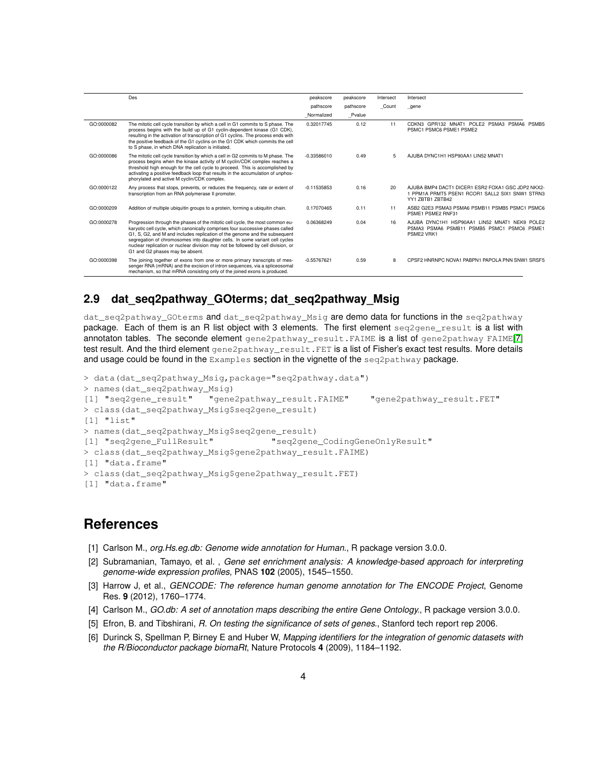| | Des | peakscore pathscore _Normalized | peakscore pathscore _Pvalue | Intersect _Count | Intersect _gene |
|---|---|---|---|---|---|
| GO:0000082 | The mitotic cell cycle transition by which a cell in G1 commits to S phase. The process begins with the build up of G1 cyclin-dependent kinase (G1 CDK), resulting in the activation of transcription of G1 cyclins. The process ends with the positive feedback of the G1 cyclins on the G1 CDK which commits the cell to S phase, in which DNA replication is initiated. | 0.32017745 | 0.12 | 11 | CDKN3 GPR132 MNAT1 POLE2 PSMA3 PSMA6 PSMB5 PSMC1 PSMC6 PSME1 PSME2 |
| GO:0000086 | The mitotic cell cycle transition by which a cell in G2 commits to M phase. The process begins when the kinase activity of M cyclin/CDK complex reaches a threshold high enough for the cell cycle to proceed. This is accomplished by activating a positive feedback loop that results in the accumulation of unphosphorylated and active M cyclin/CDK complex. | -0.33586010 | 0.49 | 5 | AJUBA DYNC1H1 HSP90AA1 LIN52 MNAT1 |
| GO:0000122 | Any process that stops, prevents, or reduces the frequency, rate or extent of transcription from an RNA polymerase II promoter. | -0.11535853 | 0.16 | 20 | AJUBA BMP4 DACT1 DICER1 ESR2 FOXA1 GSC JDP2 NKX2-1 PPM1A PRMT5 PSEN1 RCOR1 SALL2 SIX1 SNW1 STRN3 YY1 ZBTB1 ZBTB42 |
| GO:0000209 | Addition of multiple ubiquitin groups to a protein, forming a ubiquitin chain. | 0.17070465 | 0.11 | 11 | ASB2 G2E3 PSMA3 PSMA6 PSMB11 PSMB5 PSMC1 PSMC6 PSME1 PSME2 RNF31 |
| GO:0000278 | Progression through the phases of the mitotic cell cycle, the most common eukaryotic cell cycle, which canonically comprises four successive phases called G1, S, G2, and M and includes replication of the genome and the subsequent segregation of chromosomes into daughter cells. In some variant cell cycles nuclear replication or nuclear division may not be followed by cell division, or G1 and G2 phases may be absent. | 0.06368249 | 0.04 | 16 | AJUBA DYNC1H1 HSP90AA1 LIN52 MNAT1 NEK9 POLE2 PSMA3 PSMA6 PSMB11 PSMB5 PSMC1 PSMC6 PSME1 PSME2 VRK1 |
| GO:0000398 | The joining together of exons from one or more primary transcripts of messenger RNA (mRNA) and the excision of intron sequences, via a spliceosomal mechanism, so that mRNA consisting only of the joined exons is produced. | -0.55767621 | 0.59 | 8 | CPSF2 HNRNPC NOVA1 PABPN1 PAPOLA PNN SNW1 SRSF5 |

## 2.9 dat_seq2pathway_GOterms; dat_seq2pathway_Msig

dat_seq2pathway_GOterms and dat_seq2pathway_Msig are demo data for functions in the seq2pathway package. Each of them is an R list object with 3 elements. The first element seq2gene_result is a list with annotaton tables. The seconde element gene2pathway_result.FAIME is a list of gene2pathway FAIME[7] test result. And the third element gene2pathway_result.FET is a list of Fisher's exact test results. More details and usage could be found in the Examples section in the vignette of the seq2pathway package.

```
> data(dat_seq2pathway_Msig,package="seq2pathway.data")
> names(dat_seq2pathway_Msig)
[1] "seq2gene_result"    "gene2pathway_result.FAIME"    "gene2pathway_result.FET"
> class(dat_seq2pathway_Msig$seq2gene_result)
[1] "list"
> names(dat_seq2pathway_Msig$seq2gene_result)
[1] "seq2gene_FullResult"            "seq2gene_CodingGeneOnlyResult"
> class(dat_seq2pathway_Msig$gene2pathway_result.FAIME)
[1] "data.frame"
> class(dat_seq2pathway_Msig$gene2pathway_result.FET)
[1] "data.frame"
```

# References

[1] Carlson M., *org.Hs.eg.db: Genome wide annotation for Human.*, R package version 3.0.0.

[2] Subramanian, Tamayo, et al. , *Gene set enrichment analysis: A knowledge-based approach for interpreting genome-wide expression profiles*, PNAS **102** (2005), 1545–1550.

[3] Harrow J, et al., *GENCODE: The reference human genome annotation for The ENCODE Project*, Genome Res. **9** (2012), 1760–1774.

[4] Carlson M., *GO.db: A set of annotation maps describing the entire Gene Ontology.*, R package version 3.0.0.

[5] Efron, B. and Tibshirani, *R. On testing the significance of sets of genes.*, Stanford tech report rep 2006.

[6] Durinck S, Spellman P, Birney E and Huber W, *Mapping identifiers for the integration of genomic datasets with the R/Bioconductor package biomaRt*, Nature Protocols **4** (2009), 1184–1192.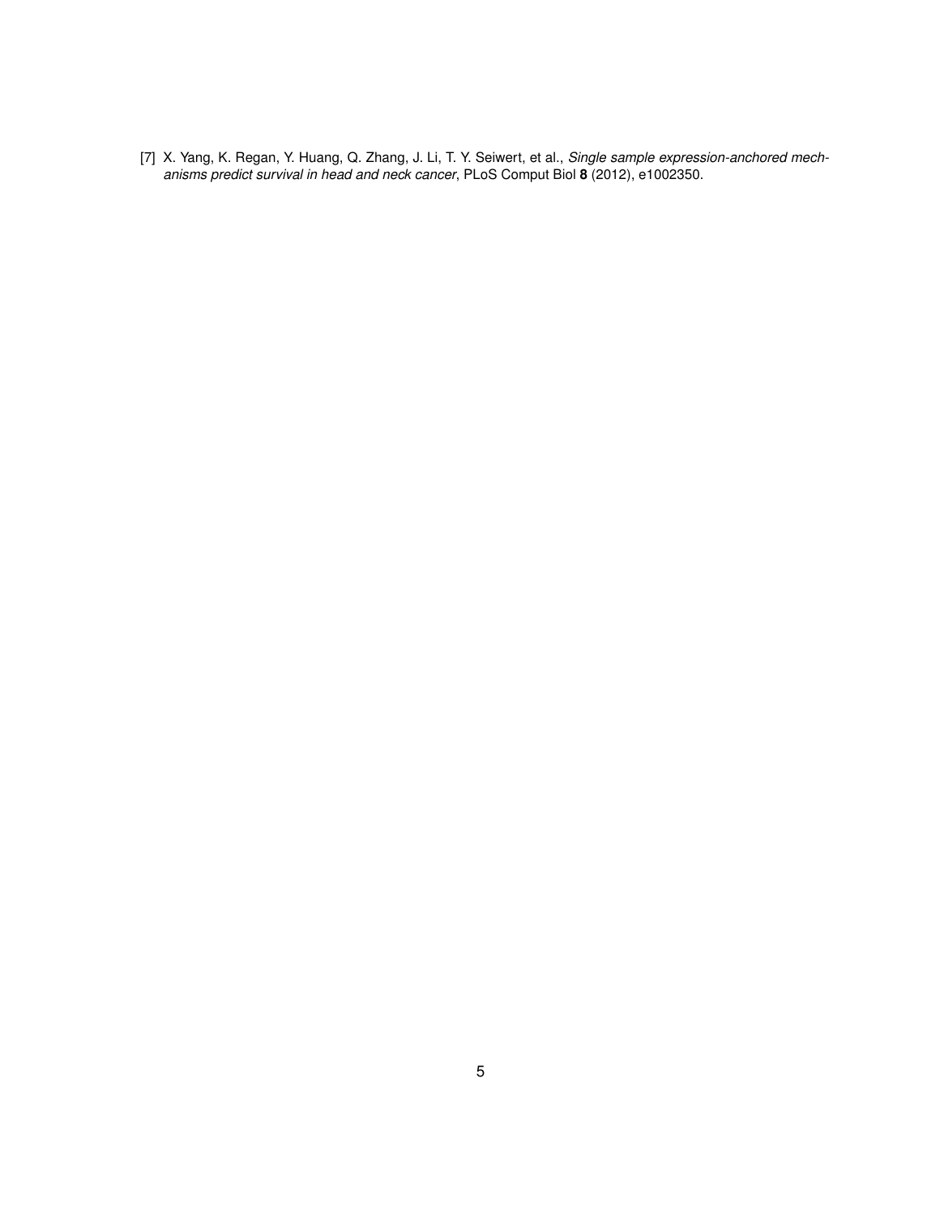[7] X. Yang, K. Regan, Y. Huang, Q. Zhang, J. Li, T. Y. Seiwert, et al., *Single sample expression-anchored mechanisms predict survival in head and neck cancer*, PLoS Comput Biol **8** (2012), e1002350.